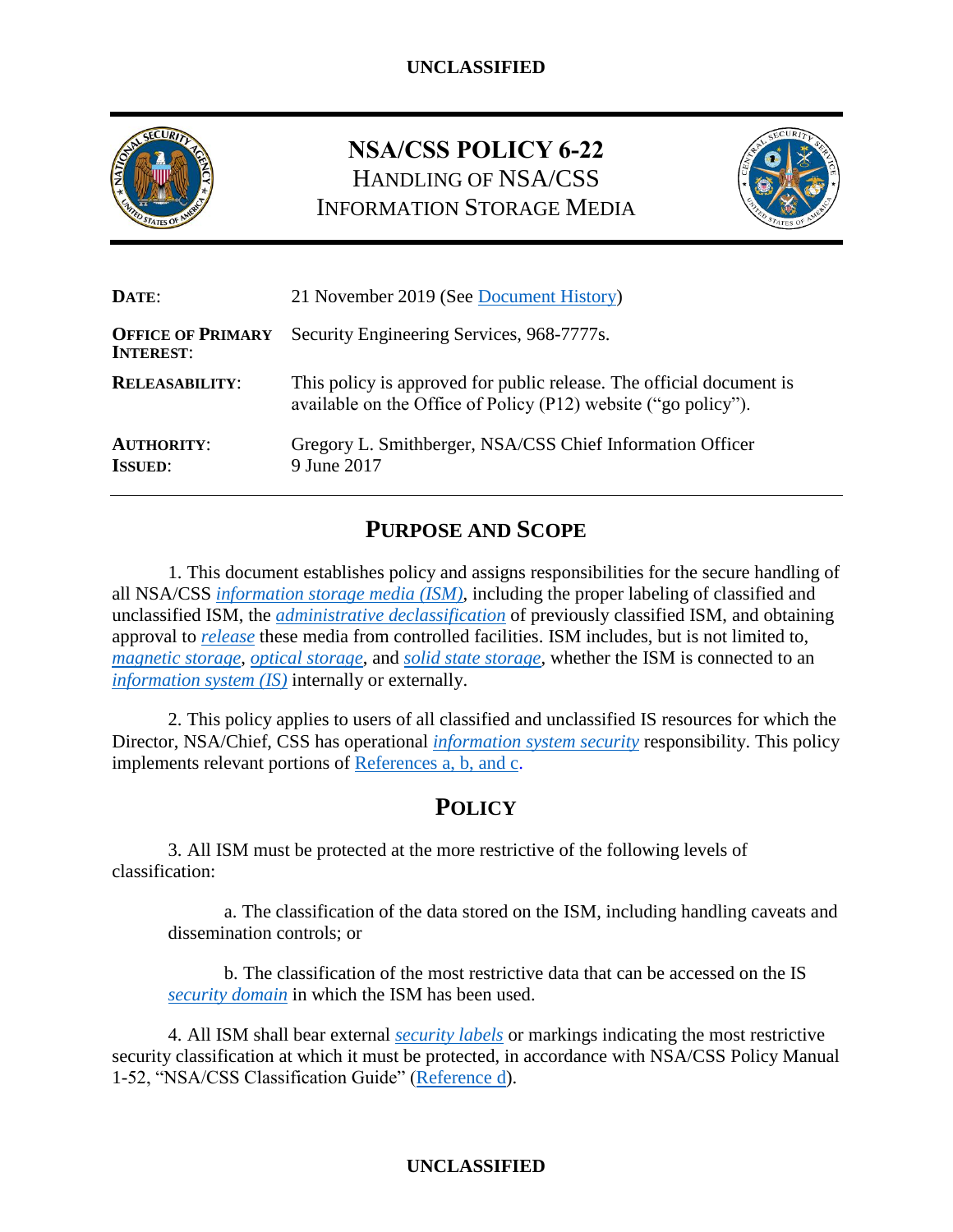# NSA/CSS POLICY 6-22
## HANDLING OF NSA/CSS INFORMATION STORAGE MEDIA

| | |
|---|---|
| **DATE**: | 21 November 2019 (See Document History) |
| **OFFICE OF PRIMARY INTEREST**: | Security Engineering Services, 968-7777s. |
| **RELEASABILITY**: | This policy is approved for public release. The official document is available on the Office of Policy (P12) website ("go policy"). |
| **AUTHORITY**: | Gregory L. Smithberger, NSA/CSS Chief Information Officer |
| **ISSUED**: | 9 June 2017 |

## PURPOSE AND SCOPE

1. This document establishes policy and assigns responsibilities for the secure handling of all NSA/CSS *information storage media (ISM)*, including the proper labeling of classified and unclassified ISM, the *administrative declassification* of previously classified ISM, and obtaining approval to *release* these media from controlled facilities. ISM includes, but is not limited to, *magnetic storage*, *optical storage*, and *solid state storage*, whether the ISM is connected to an *information system (IS)* internally or externally.

2. This policy applies to users of all classified and unclassified IS resources for which the Director, NSA/Chief, CSS has operational *information system security* responsibility. This policy implements relevant portions of References a, b, and c.

## POLICY

3. All ISM must be protected at the more restrictive of the following levels of classification:

a. The classification of the data stored on the ISM, including handling caveats and dissemination controls; or

b. The classification of the most restrictive data that can be accessed on the IS *security domain* in which the ISM has been used.

4. All ISM shall bear external *security labels* or markings indicating the most restrictive security classification at which it must be protected, in accordance with NSA/CSS Policy Manual 1-52, "NSA/CSS Classification Guide" (Reference d).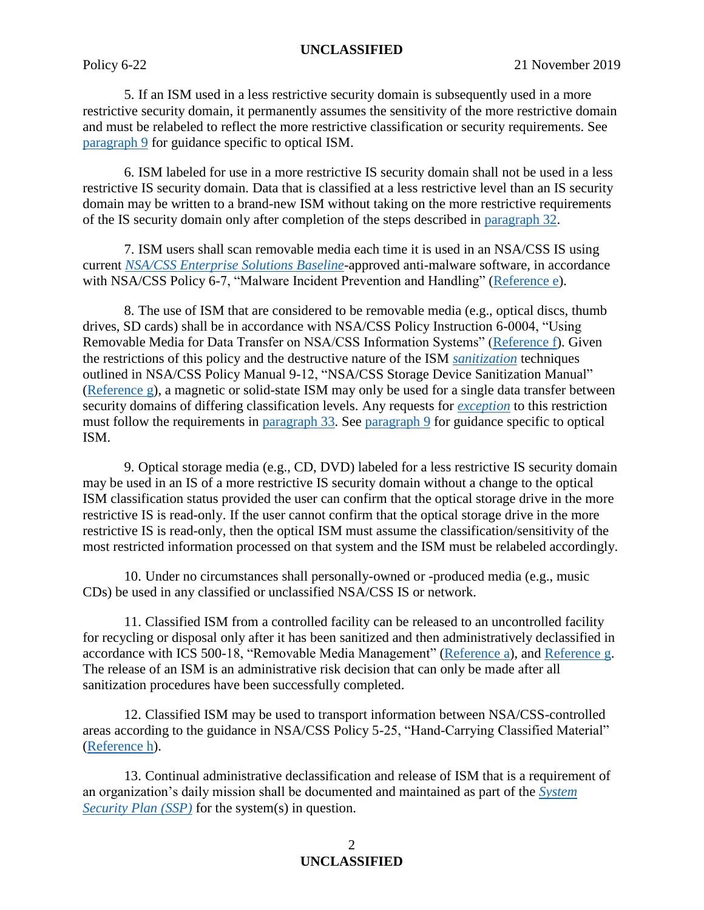5. If an ISM used in a less restrictive security domain is subsequently used in a more restrictive security domain, it permanently assumes the sensitivity of the more restrictive domain and must be relabeled to reflect the more restrictive classification or security requirements. See paragraph 9 for guidance specific to optical ISM.

6. ISM labeled for use in a more restrictive IS security domain shall not be used in a less restrictive IS security domain. Data that is classified at a less restrictive level than an IS security domain may be written to a brand-new ISM without taking on the more restrictive requirements of the IS security domain only after completion of the steps described in paragraph 32.

7. ISM users shall scan removable media each time it is used in an NSA/CSS IS using current *NSA/CSS Enterprise Solutions Baseline*-approved anti-malware software, in accordance with NSA/CSS Policy 6-7, "Malware Incident Prevention and Handling" (Reference e).

8. The use of ISM that are considered to be removable media (e.g., optical discs, thumb drives, SD cards) shall be in accordance with NSA/CSS Policy Instruction 6-0004, "Using Removable Media for Data Transfer on NSA/CSS Information Systems" (Reference f). Given the restrictions of this policy and the destructive nature of the ISM *sanitization* techniques outlined in NSA/CSS Policy Manual 9-12, "NSA/CSS Storage Device Sanitization Manual" (Reference g), a magnetic or solid-state ISM may only be used for a single data transfer between security domains of differing classification levels. Any requests for *exception* to this restriction must follow the requirements in paragraph 33. See paragraph 9 for guidance specific to optical ISM.

9. Optical storage media (e.g., CD, DVD) labeled for a less restrictive IS security domain may be used in an IS of a more restrictive IS security domain without a change to the optical ISM classification status provided the user can confirm that the optical storage drive in the more restrictive IS is read-only. If the user cannot confirm that the optical storage drive in the more restrictive IS is read-only, then the optical ISM must assume the classification/sensitivity of the most restricted information processed on that system and the ISM must be relabeled accordingly.

10. Under no circumstances shall personally-owned or -produced media (e.g., music CDs) be used in any classified or unclassified NSA/CSS IS or network.

11. Classified ISM from a controlled facility can be released to an uncontrolled facility for recycling or disposal only after it has been sanitized and then administratively declassified in accordance with ICS 500-18, "Removable Media Management" (Reference a), and Reference g. The release of an ISM is an administrative risk decision that can only be made after all sanitization procedures have been successfully completed.

12. Classified ISM may be used to transport information between NSA/CSS-controlled areas according to the guidance in NSA/CSS Policy 5-25, "Hand-Carrying Classified Material" (Reference h).

13. Continual administrative declassification and release of ISM that is a requirement of an organization's daily mission shall be documented and maintained as part of the *System Security Plan (SSP)* for the system(s) in question.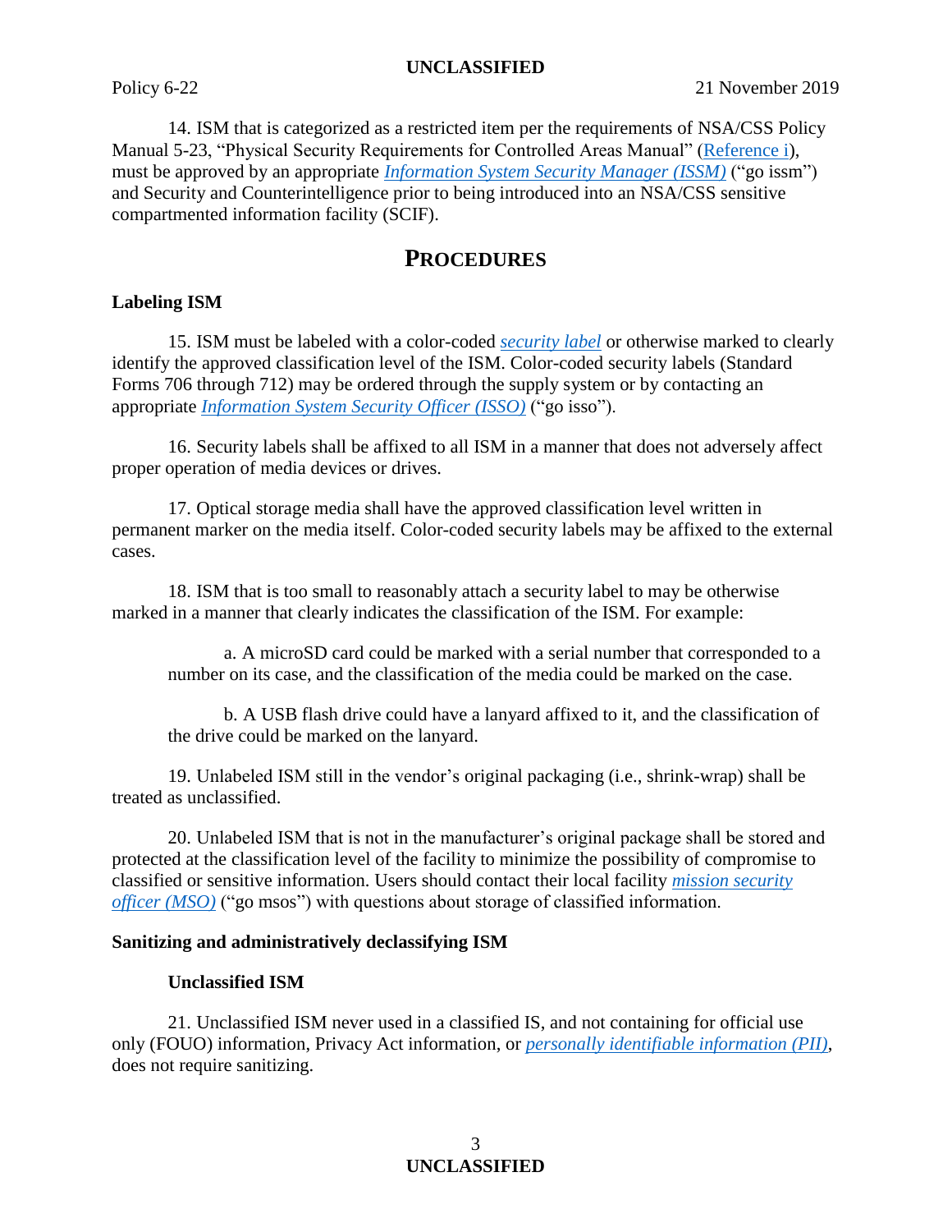14. ISM that is categorized as a restricted item per the requirements of NSA/CSS Policy Manual 5-23, "Physical Security Requirements for Controlled Areas Manual" (Reference i), must be approved by an appropriate *Information System Security Manager (ISSM)* ("go issm") and Security and Counterintelligence prior to being introduced into an NSA/CSS sensitive compartmented information facility (SCIF).

## PROCEDURES

### Labeling ISM

15. ISM must be labeled with a color-coded *security label* or otherwise marked to clearly identify the approved classification level of the ISM. Color-coded security labels (Standard Forms 706 through 712) may be ordered through the supply system or by contacting an appropriate *Information System Security Officer (ISSO)* ("go isso").

16. Security labels shall be affixed to all ISM in a manner that does not adversely affect proper operation of media devices or drives.

17. Optical storage media shall have the approved classification level written in permanent marker on the media itself. Color-coded security labels may be affixed to the external cases.

18. ISM that is too small to reasonably attach a security label to may be otherwise marked in a manner that clearly indicates the classification of the ISM. For example:

a. A microSD card could be marked with a serial number that corresponded to a number on its case, and the classification of the media could be marked on the case.

b. A USB flash drive could have a lanyard affixed to it, and the classification of the drive could be marked on the lanyard.

19. Unlabeled ISM still in the vendor's original packaging (i.e., shrink-wrap) shall be treated as unclassified.

20. Unlabeled ISM that is not in the manufacturer's original package shall be stored and protected at the classification level of the facility to minimize the possibility of compromise to classified or sensitive information. Users should contact their local facility *mission security officer (MSO)* ("go msos") with questions about storage of classified information.

### Sanitizing and administratively declassifying ISM

#### Unclassified ISM

21. Unclassified ISM never used in a classified IS, and not containing for official use only (FOUO) information, Privacy Act information, or *personally identifiable information (PII)*, does not require sanitizing.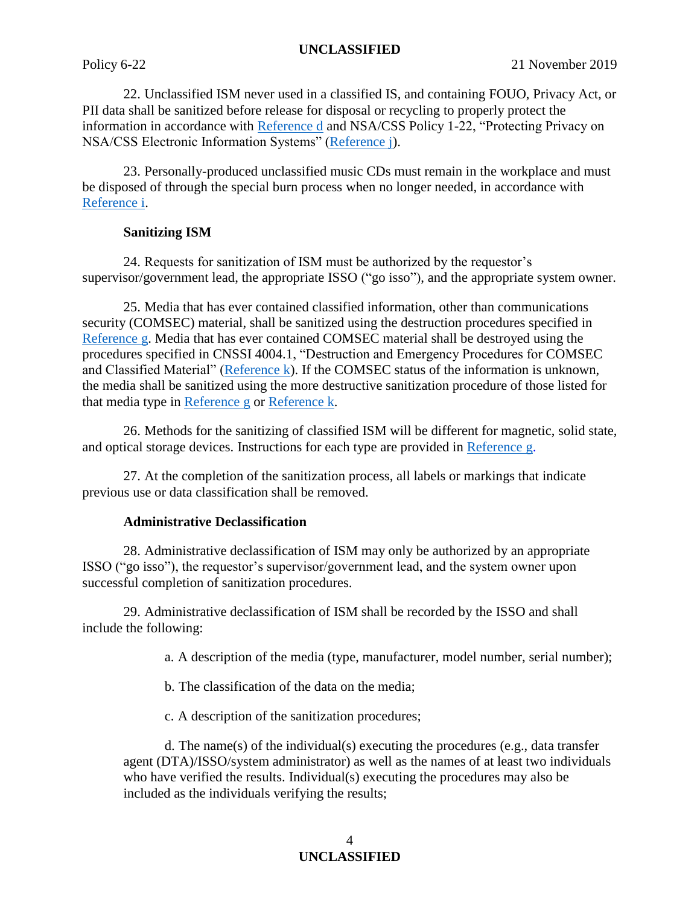22. Unclassified ISM never used in a classified IS, and containing FOUO, Privacy Act, or PII data shall be sanitized before release for disposal or recycling to properly protect the information in accordance with Reference d and NSA/CSS Policy 1-22, "Protecting Privacy on NSA/CSS Electronic Information Systems" (Reference j).

23. Personally-produced unclassified music CDs must remain in the workplace and must be disposed of through the special burn process when no longer needed, in accordance with Reference i.

**Sanitizing ISM**

24. Requests for sanitization of ISM must be authorized by the requestor's supervisor/government lead, the appropriate ISSO ("go isso"), and the appropriate system owner.

25. Media that has ever contained classified information, other than communications security (COMSEC) material, shall be sanitized using the destruction procedures specified in Reference g. Media that has ever contained COMSEC material shall be destroyed using the procedures specified in CNSSI 4004.1, "Destruction and Emergency Procedures for COMSEC and Classified Material" (Reference k). If the COMSEC status of the information is unknown, the media shall be sanitized using the more destructive sanitization procedure of those listed for that media type in Reference g or Reference k.

26. Methods for the sanitizing of classified ISM will be different for magnetic, solid state, and optical storage devices. Instructions for each type are provided in Reference g.

27. At the completion of the sanitization process, all labels or markings that indicate previous use or data classification shall be removed.

**Administrative Declassification**

28. Administrative declassification of ISM may only be authorized by an appropriate ISSO ("go isso"), the requestor's supervisor/government lead, and the system owner upon successful completion of sanitization procedures.

29. Administrative declassification of ISM shall be recorded by the ISSO and shall include the following:

a. A description of the media (type, manufacturer, model number, serial number);

b. The classification of the data on the media;

c. A description of the sanitization procedures;

d. The name(s) of the individual(s) executing the procedures (e.g., data transfer agent (DTA)/ISSO/system administrator) as well as the names of at least two individuals who have verified the results. Individual(s) executing the procedures may also be included as the individuals verifying the results;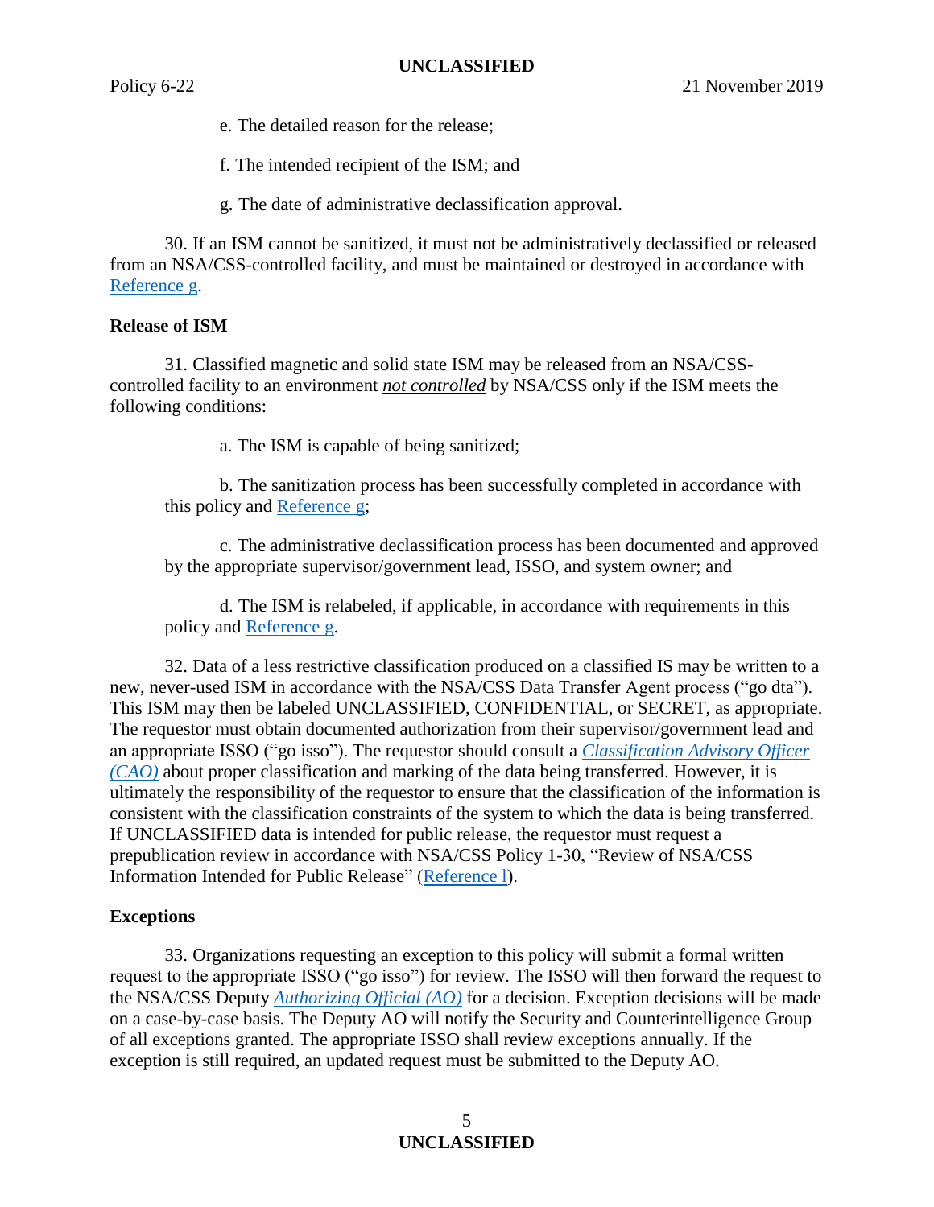e. The detailed reason for the release;

f. The intended recipient of the ISM; and

g. The date of administrative declassification approval.

30. If an ISM cannot be sanitized, it must not be administratively declassified or released from an NSA/CSS-controlled facility, and must be maintained or destroyed in accordance with Reference g.

**Release of ISM**

31. Classified magnetic and solid state ISM may be released from an NSA/CSS-controlled facility to an environment ***not controlled*** by NSA/CSS only if the ISM meets the following conditions:

a. The ISM is capable of being sanitized;

b. The sanitization process has been successfully completed in accordance with this policy and Reference g;

c. The administrative declassification process has been documented and approved by the appropriate supervisor/government lead, ISSO, and system owner; and

d. The ISM is relabeled, if applicable, in accordance with requirements in this policy and Reference g.

32. Data of a less restrictive classification produced on a classified IS may be written to a new, never-used ISM in accordance with the NSA/CSS Data Transfer Agent process ("go dta"). This ISM may then be labeled UNCLASSIFIED, CONFIDENTIAL, or SECRET, as appropriate. The requestor must obtain documented authorization from their supervisor/government lead and an appropriate ISSO ("go isso"). The requestor should consult a *Classification Advisory Officer (CAO)* about proper classification and marking of the data being transferred. However, it is ultimately the responsibility of the requestor to ensure that the classification of the information is consistent with the classification constraints of the system to which the data is being transferred. If UNCLASSIFIED data is intended for public release, the requestor must request a prepublication review in accordance with NSA/CSS Policy 1-30, "Review of NSA/CSS Information Intended for Public Release" (Reference l).

**Exceptions**

33. Organizations requesting an exception to this policy will submit a formal written request to the appropriate ISSO ("go isso") for review. The ISSO will then forward the request to the NSA/CSS Deputy *Authorizing Official (AO)* for a decision. Exception decisions will be made on a case-by-case basis. The Deputy AO will notify the Security and Counterintelligence Group of all exceptions granted. The appropriate ISSO shall review exceptions annually. If the exception is still required, an updated request must be submitted to the Deputy AO.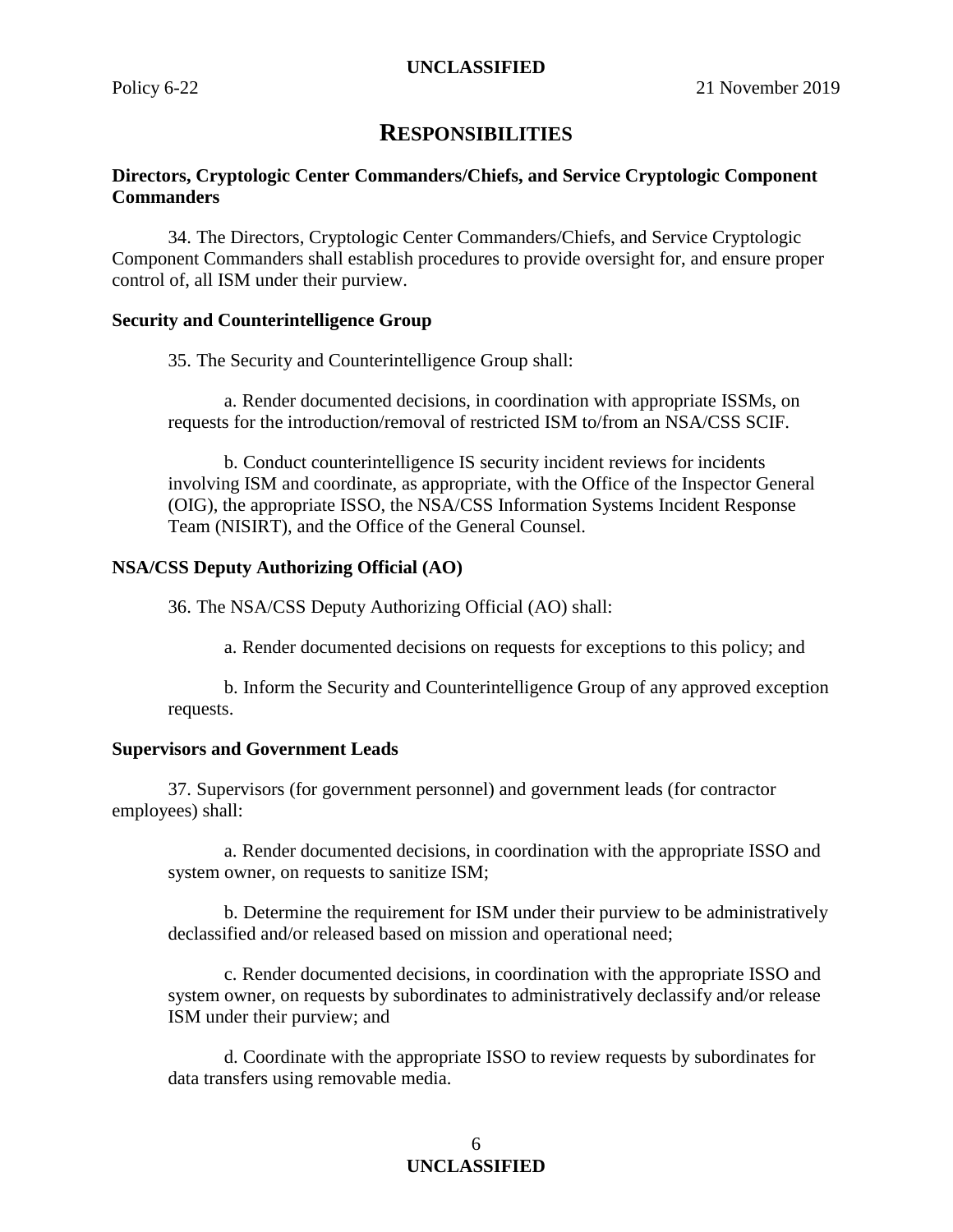# RESPONSIBILITIES

**Directors, Cryptologic Center Commanders/Chiefs, and Service Cryptologic Component Commanders**

34. The Directors, Cryptologic Center Commanders/Chiefs, and Service Cryptologic Component Commanders shall establish procedures to provide oversight for, and ensure proper control of, all ISM under their purview.

**Security and Counterintelligence Group**

35. The Security and Counterintelligence Group shall:

a. Render documented decisions, in coordination with appropriate ISSMs, on requests for the introduction/removal of restricted ISM to/from an NSA/CSS SCIF.

b. Conduct counterintelligence IS security incident reviews for incidents involving ISM and coordinate, as appropriate, with the Office of the Inspector General (OIG), the appropriate ISSO, the NSA/CSS Information Systems Incident Response Team (NISIRT), and the Office of the General Counsel.

**NSA/CSS Deputy Authorizing Official (AO)**

36. The NSA/CSS Deputy Authorizing Official (AO) shall:

a. Render documented decisions on requests for exceptions to this policy; and

b. Inform the Security and Counterintelligence Group of any approved exception requests.

**Supervisors and Government Leads**

37. Supervisors (for government personnel) and government leads (for contractor employees) shall:

a. Render documented decisions, in coordination with the appropriate ISSO and system owner, on requests to sanitize ISM;

b. Determine the requirement for ISM under their purview to be administratively declassified and/or released based on mission and operational need;

c. Render documented decisions, in coordination with the appropriate ISSO and system owner, on requests by subordinates to administratively declassify and/or release ISM under their purview; and

d. Coordinate with the appropriate ISSO to review requests by subordinates for data transfers using removable media.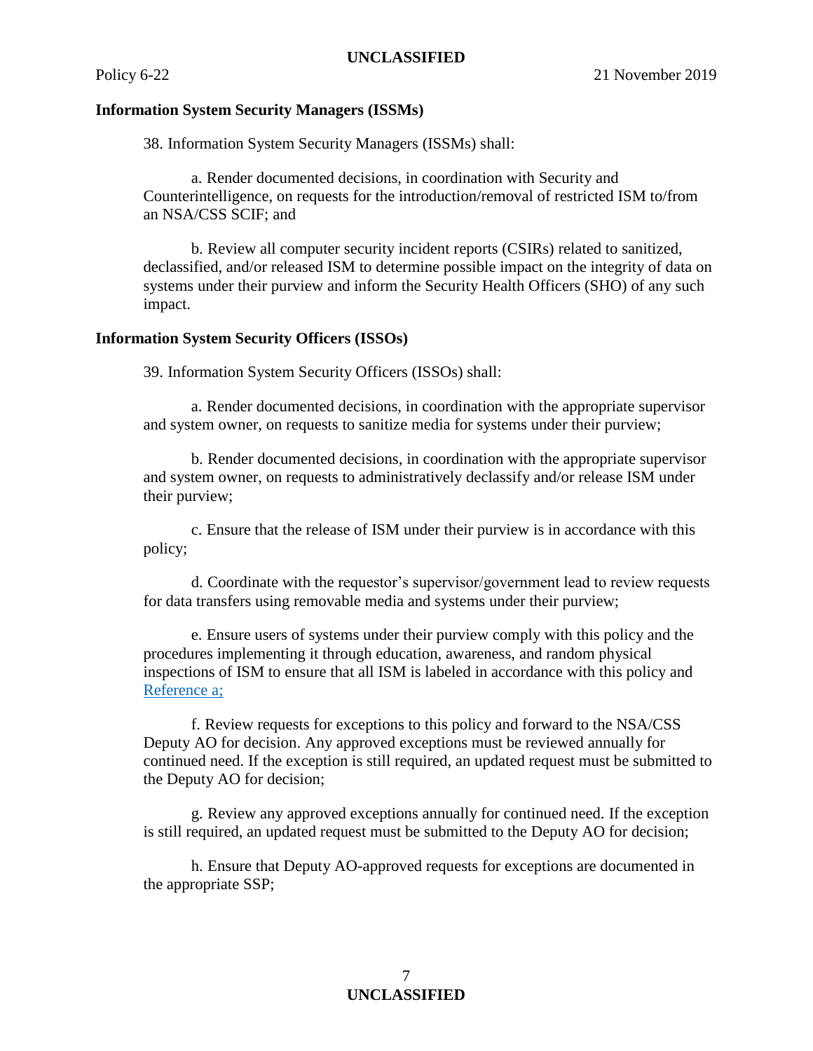### Information System Security Managers (ISSMs)

38. Information System Security Managers (ISSMs) shall:

a. Render documented decisions, in coordination with Security and Counterintelligence, on requests for the introduction/removal of restricted ISM to/from an NSA/CSS SCIF; and

b. Review all computer security incident reports (CSIRs) related to sanitized, declassified, and/or released ISM to determine possible impact on the integrity of data on systems under their purview and inform the Security Health Officers (SHO) of any such impact.

### Information System Security Officers (ISSOs)

39. Information System Security Officers (ISSOs) shall:

a. Render documented decisions, in coordination with the appropriate supervisor and system owner, on requests to sanitize media for systems under their purview;

b. Render documented decisions, in coordination with the appropriate supervisor and system owner, on requests to administratively declassify and/or release ISM under their purview;

c. Ensure that the release of ISM under their purview is in accordance with this policy;

d. Coordinate with the requestor's supervisor/government lead to review requests for data transfers using removable media and systems under their purview;

e. Ensure users of systems under their purview comply with this policy and the procedures implementing it through education, awareness, and random physical inspections of ISM to ensure that all ISM is labeled in accordance with this policy and Reference a;

f. Review requests for exceptions to this policy and forward to the NSA/CSS Deputy AO for decision. Any approved exceptions must be reviewed annually for continued need. If the exception is still required, an updated request must be submitted to the Deputy AO for decision;

g. Review any approved exceptions annually for continued need. If the exception is still required, an updated request must be submitted to the Deputy AO for decision;

h. Ensure that Deputy AO-approved requests for exceptions are documented in the appropriate SSP;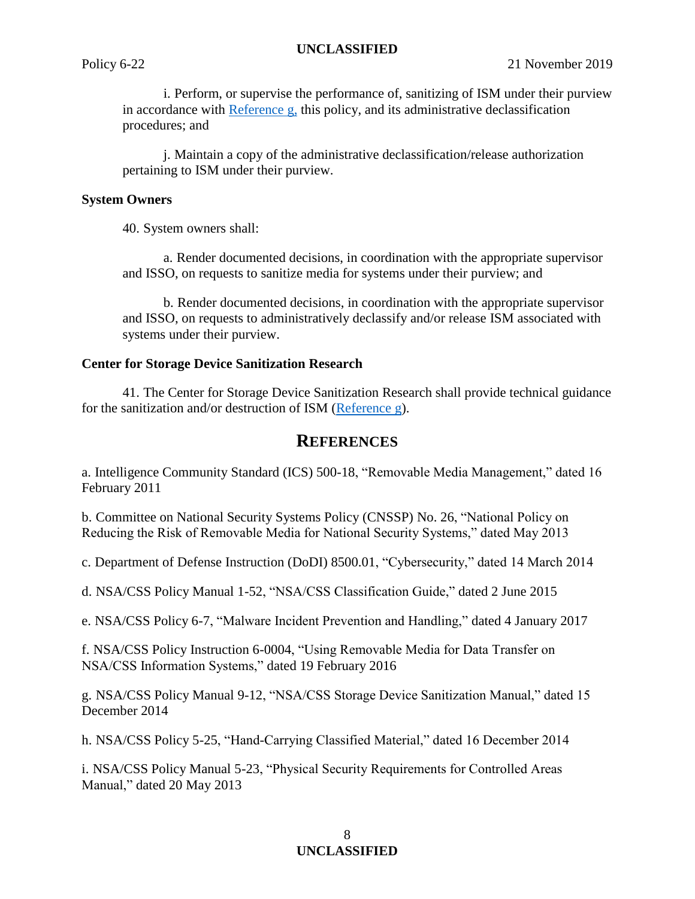i. Perform, or supervise the performance of, sanitizing of ISM under their purview in accordance with Reference g, this policy, and its administrative declassification procedures; and

j. Maintain a copy of the administrative declassification/release authorization pertaining to ISM under their purview.

**System Owners**

40. System owners shall:

a. Render documented decisions, in coordination with the appropriate supervisor and ISSO, on requests to sanitize media for systems under their purview; and

b. Render documented decisions, in coordination with the appropriate supervisor and ISSO, on requests to administratively declassify and/or release ISM associated with systems under their purview.

**Center for Storage Device Sanitization Research**

41. The Center for Storage Device Sanitization Research shall provide technical guidance for the sanitization and/or destruction of ISM (Reference g).

## REFERENCES

a. Intelligence Community Standard (ICS) 500-18, "Removable Media Management," dated 16 February 2011

b. Committee on National Security Systems Policy (CNSSP) No. 26, "National Policy on Reducing the Risk of Removable Media for National Security Systems," dated May 2013

c. Department of Defense Instruction (DoDI) 8500.01, "Cybersecurity," dated 14 March 2014

d. NSA/CSS Policy Manual 1-52, "NSA/CSS Classification Guide," dated 2 June 2015

e. NSA/CSS Policy 6-7, "Malware Incident Prevention and Handling," dated 4 January 2017

f. NSA/CSS Policy Instruction 6-0004, "Using Removable Media for Data Transfer on NSA/CSS Information Systems," dated 19 February 2016

g. NSA/CSS Policy Manual 9-12, "NSA/CSS Storage Device Sanitization Manual," dated 15 December 2014

h. NSA/CSS Policy 5-25, "Hand-Carrying Classified Material," dated 16 December 2014

i. NSA/CSS Policy Manual 5-23, "Physical Security Requirements for Controlled Areas Manual," dated 20 May 2013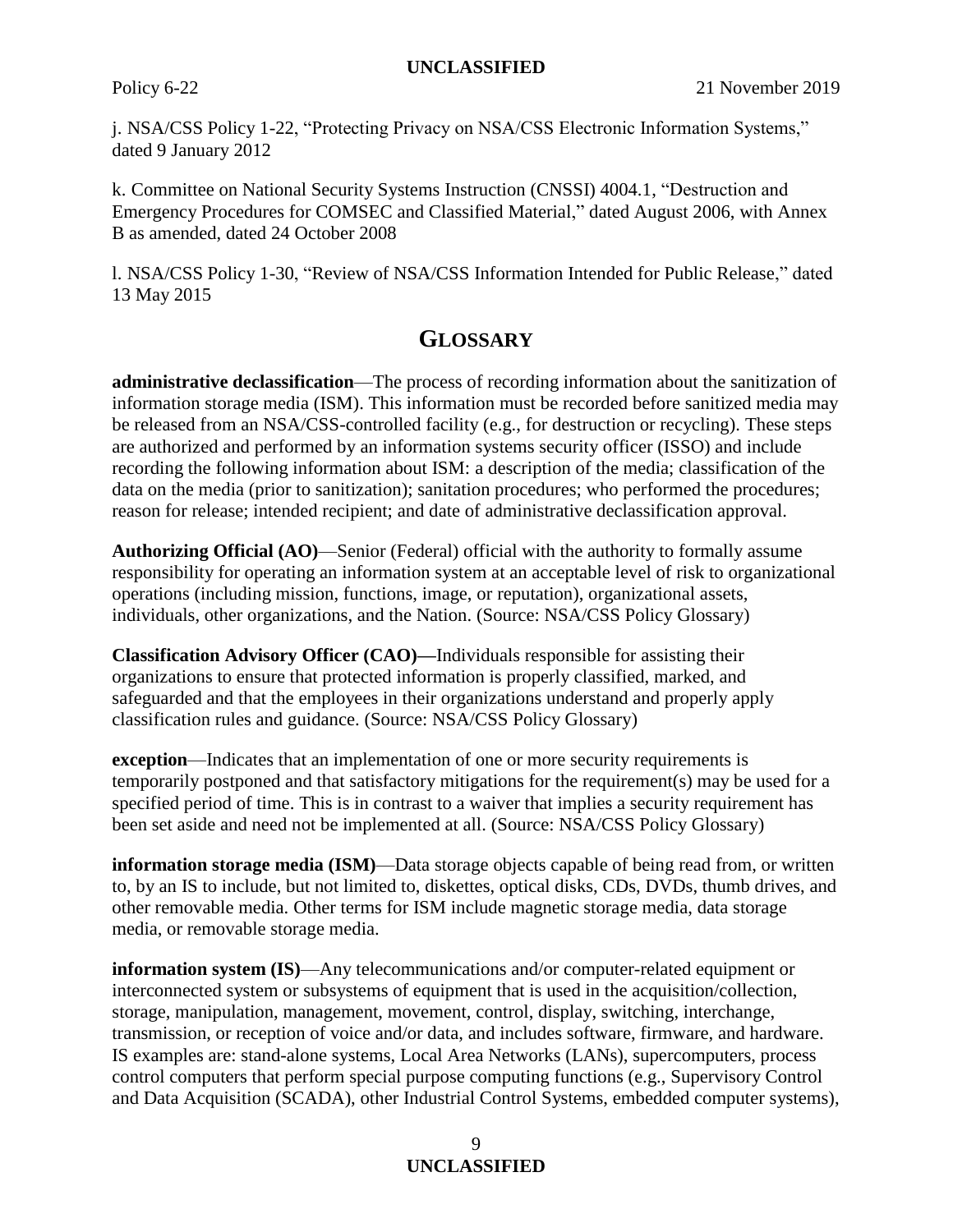j. NSA/CSS Policy 1-22, "Protecting Privacy on NSA/CSS Electronic Information Systems," dated 9 January 2012

k. Committee on National Security Systems Instruction (CNSSI) 4004.1, "Destruction and Emergency Procedures for COMSEC and Classified Material," dated August 2006, with Annex B as amended, dated 24 October 2008

l. NSA/CSS Policy 1-30, "Review of NSA/CSS Information Intended for Public Release," dated 13 May 2015

## GLOSSARY

**administrative declassification**—The process of recording information about the sanitization of information storage media (ISM). This information must be recorded before sanitized media may be released from an NSA/CSS-controlled facility (e.g., for destruction or recycling). These steps are authorized and performed by an information systems security officer (ISSO) and include recording the following information about ISM: a description of the media; classification of the data on the media (prior to sanitization); sanitation procedures; who performed the procedures; reason for release; intended recipient; and date of administrative declassification approval.

**Authorizing Official (AO)**—Senior (Federal) official with the authority to formally assume responsibility for operating an information system at an acceptable level of risk to organizational operations (including mission, functions, image, or reputation), organizational assets, individuals, other organizations, and the Nation. (Source: NSA/CSS Policy Glossary)

**Classification Advisory Officer (CAO)—**Individuals responsible for assisting their organizations to ensure that protected information is properly classified, marked, and safeguarded and that the employees in their organizations understand and properly apply classification rules and guidance. (Source: NSA/CSS Policy Glossary)

**exception**—Indicates that an implementation of one or more security requirements is temporarily postponed and that satisfactory mitigations for the requirement(s) may be used for a specified period of time. This is in contrast to a waiver that implies a security requirement has been set aside and need not be implemented at all. (Source: NSA/CSS Policy Glossary)

**information storage media (ISM)**—Data storage objects capable of being read from, or written to, by an IS to include, but not limited to, diskettes, optical disks, CDs, DVDs, thumb drives, and other removable media. Other terms for ISM include magnetic storage media, data storage media, or removable storage media.

**information system (IS)**—Any telecommunications and/or computer-related equipment or interconnected system or subsystems of equipment that is used in the acquisition/collection, storage, manipulation, management, movement, control, display, switching, interchange, transmission, or reception of voice and/or data, and includes software, firmware, and hardware. IS examples are: stand-alone systems, Local Area Networks (LANs), supercomputers, process control computers that perform special purpose computing functions (e.g., Supervisory Control and Data Acquisition (SCADA), other Industrial Control Systems, embedded computer systems),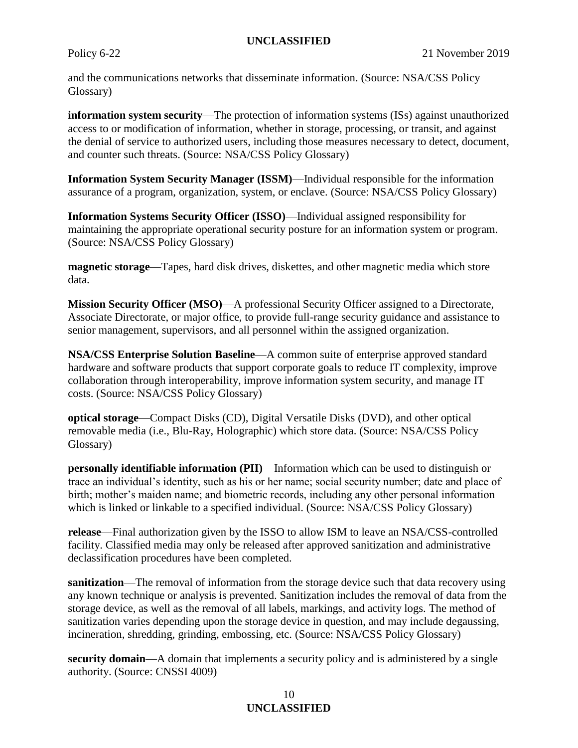and the communications networks that disseminate information. (Source: NSA/CSS Policy Glossary)

**information system security**—The protection of information systems (ISs) against unauthorized access to or modification of information, whether in storage, processing, or transit, and against the denial of service to authorized users, including those measures necessary to detect, document, and counter such threats. (Source: NSA/CSS Policy Glossary)

**Information System Security Manager (ISSM)**—Individual responsible for the information assurance of a program, organization, system, or enclave. (Source: NSA/CSS Policy Glossary)

**Information Systems Security Officer (ISSO)**—Individual assigned responsibility for maintaining the appropriate operational security posture for an information system or program. (Source: NSA/CSS Policy Glossary)

**magnetic storage**—Tapes, hard disk drives, diskettes, and other magnetic media which store data.

**Mission Security Officer (MSO)**—A professional Security Officer assigned to a Directorate, Associate Directorate, or major office, to provide full-range security guidance and assistance to senior management, supervisors, and all personnel within the assigned organization.

**NSA/CSS Enterprise Solution Baseline**—A common suite of enterprise approved standard hardware and software products that support corporate goals to reduce IT complexity, improve collaboration through interoperability, improve information system security, and manage IT costs. (Source: NSA/CSS Policy Glossary)

**optical storage**—Compact Disks (CD), Digital Versatile Disks (DVD), and other optical removable media (i.e., Blu-Ray, Holographic) which store data. (Source: NSA/CSS Policy Glossary)

**personally identifiable information (PII)**—Information which can be used to distinguish or trace an individual's identity, such as his or her name; social security number; date and place of birth; mother's maiden name; and biometric records, including any other personal information which is linked or linkable to a specified individual. (Source: NSA/CSS Policy Glossary)

**release**—Final authorization given by the ISSO to allow ISM to leave an NSA/CSS-controlled facility. Classified media may only be released after approved sanitization and administrative declassification procedures have been completed.

**sanitization**—The removal of information from the storage device such that data recovery using any known technique or analysis is prevented. Sanitization includes the removal of data from the storage device, as well as the removal of all labels, markings, and activity logs. The method of sanitization varies depending upon the storage device in question, and may include degaussing, incineration, shredding, grinding, embossing, etc. (Source: NSA/CSS Policy Glossary)

**security domain**—A domain that implements a security policy and is administered by a single authority. (Source: CNSSI 4009)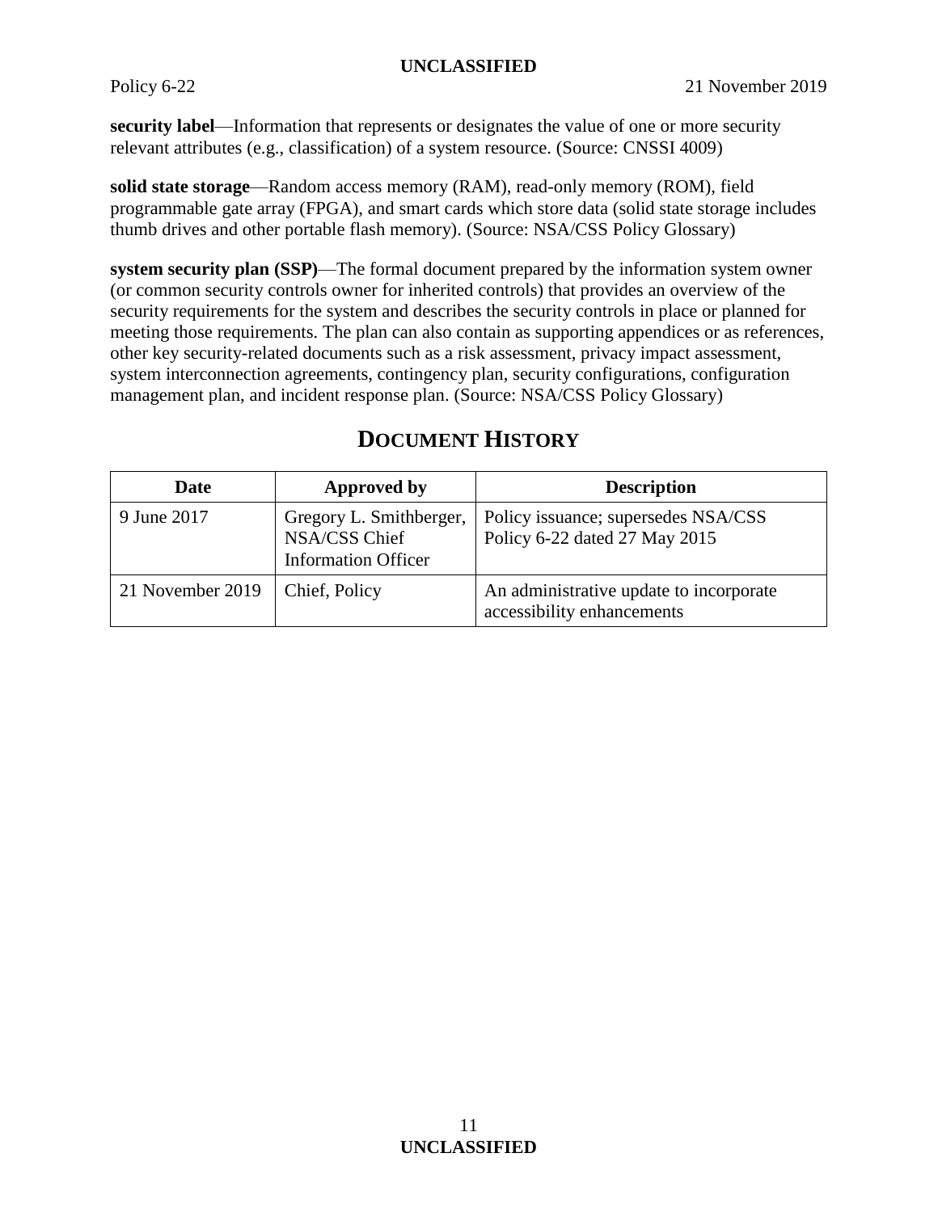**security label**—Information that represents or designates the value of one or more security relevant attributes (e.g., classification) of a system resource. (Source: CNSSI 4009)

**solid state storage**—Random access memory (RAM), read-only memory (ROM), field programmable gate array (FPGA), and smart cards which store data (solid state storage includes thumb drives and other portable flash memory). (Source: NSA/CSS Policy Glossary)

**system security plan (SSP)**—The formal document prepared by the information system owner (or common security controls owner for inherited controls) that provides an overview of the security requirements for the system and describes the security controls in place or planned for meeting those requirements. The plan can also contain as supporting appendices or as references, other key security-related documents such as a risk assessment, privacy impact assessment, system interconnection agreements, contingency plan, security configurations, configuration management plan, and incident response plan. (Source: NSA/CSS Policy Glossary)

# DOCUMENT HISTORY

| Date | Approved by | Description |
|---|---|---|
| 9 June 2017 | Gregory L. Smithberger, NSA/CSS Chief Information Officer | Policy issuance; supersedes NSA/CSS Policy 6-22 dated 27 May 2015 |
| 21 November 2019 | Chief, Policy | An administrative update to incorporate accessibility enhancements |